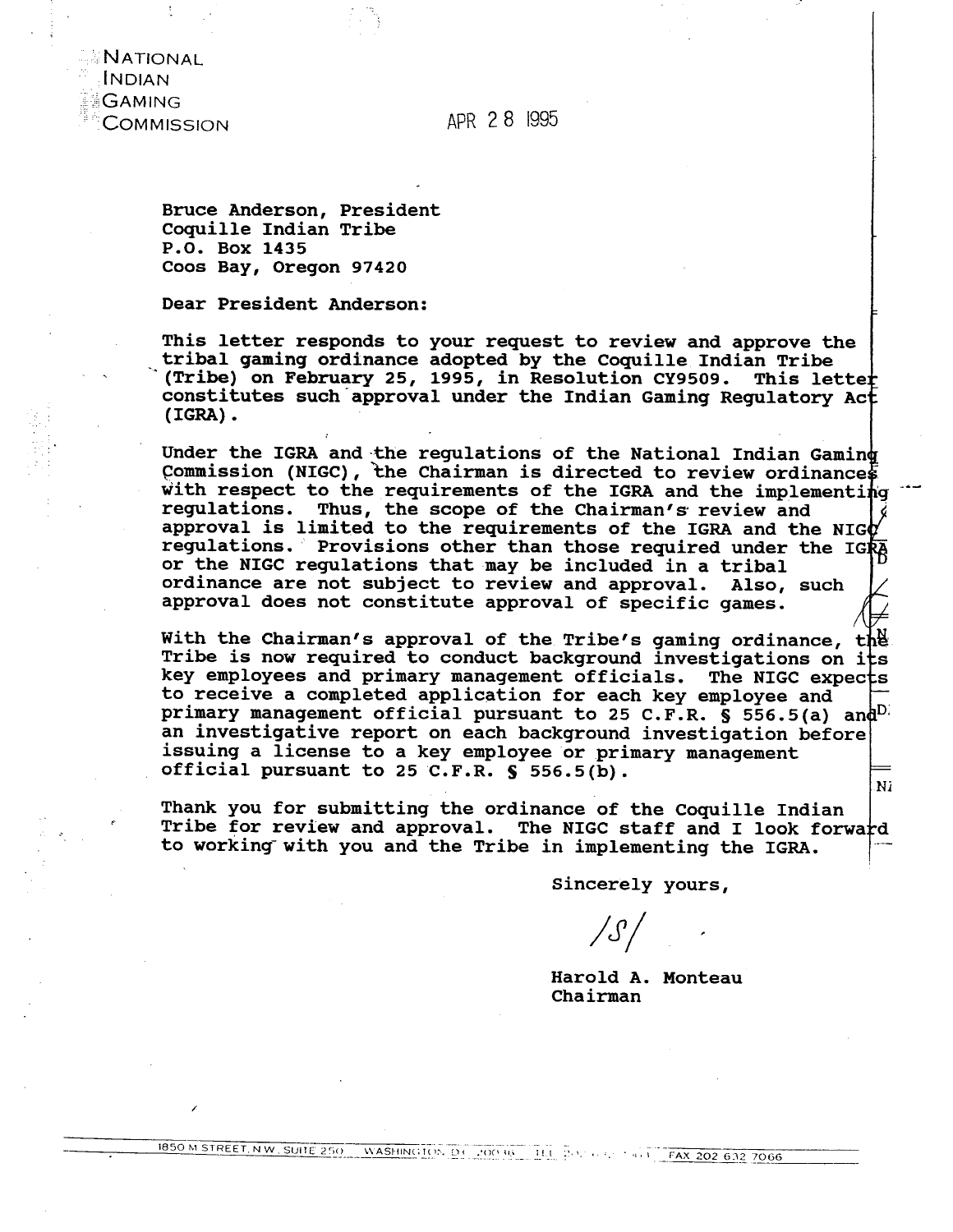NATIONAL
INDIAN
GAMING
COMMISSION

APR 28 1995

Bruce Anderson, President
Coquille Indian Tribe
P.O. Box 1435
Coos Bay, Oregon 97420

Dear President Anderson:

This letter responds to your request to review and approve the tribal gaming ordinance adopted by the Coquille Indian Tribe (Tribe) on February 25, 1995, in Resolution CY9509. This letter constitutes such approval under the Indian Gaming Regulatory Act (IGRA).

Under the IGRA and the regulations of the National Indian Gaming Commission (NIGC), the Chairman is directed to review ordinances with respect to the requirements of the IGRA and the implementing regulations. Thus, the scope of the Chairman's review and approval is limited to the requirements of the IGRA and the NIGC regulations. Provisions other than those required under the IGRA or the NIGC regulations that may be included in a tribal ordinance are not subject to review and approval. Also, such approval does not constitute approval of specific games.

With the Chairman's approval of the Tribe's gaming ordinance, the Tribe is now required to conduct background investigations on its key employees and primary management officials. The NIGC expects to receive a completed application for each key employee and primary management official pursuant to 25 C.F.R. § 556.5(a) and an investigative report on each background investigation before issuing a license to a key employee or primary management official pursuant to 25 C.F.R. § 556.5(b).

Thank you for submitting the ordinance of the Coquille Indian Tribe for review and approval. The NIGC staff and I look forward to working with you and the Tribe in implementing the IGRA.

Sincerely yours,

/S/

Harold A. Monteau
Chairman

1850 M STREET, N.W., SUITE 250 WASHINGTON, DC 20036 TEL ... FAX 202 632 7066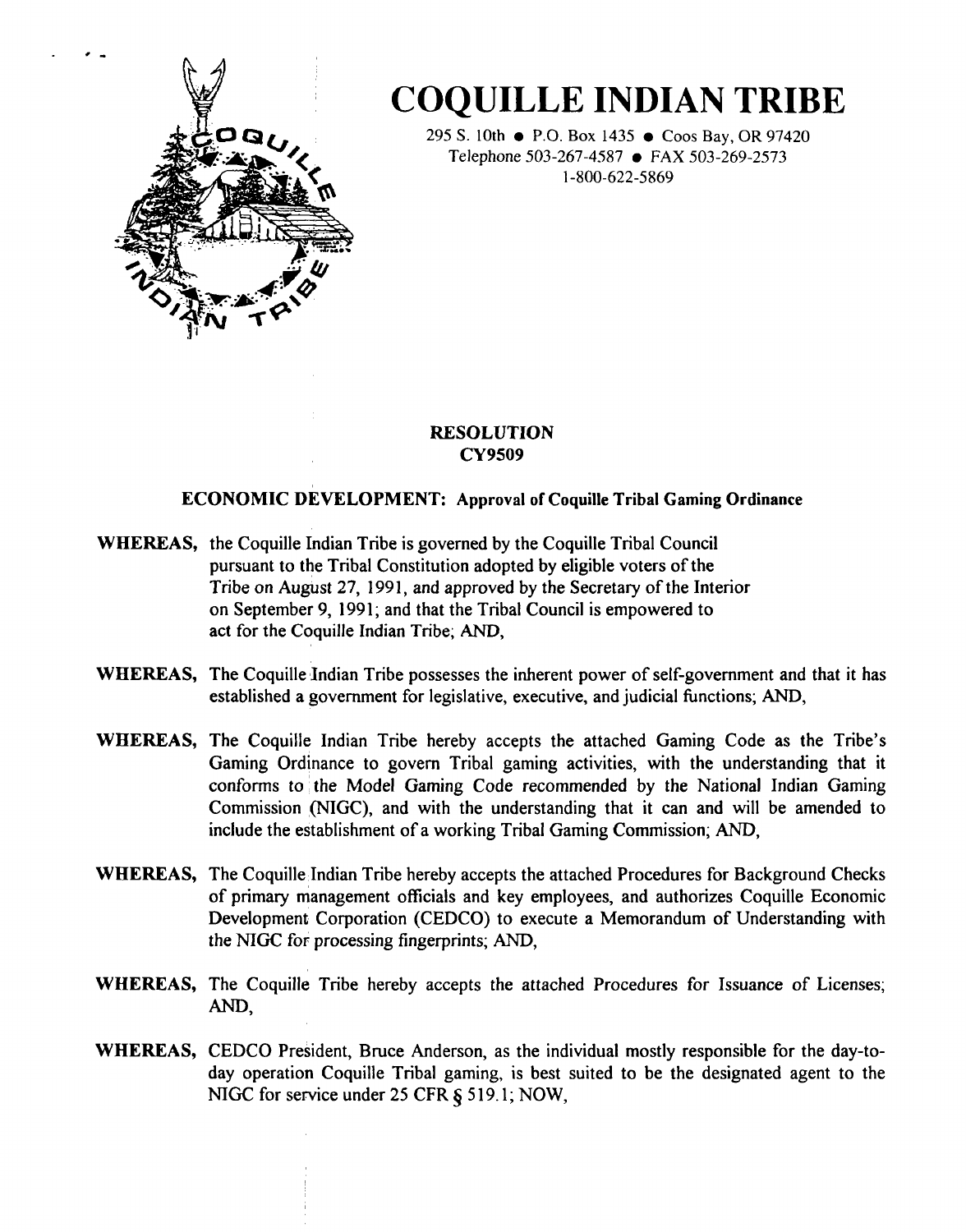# COQUILLE INDIAN TRIBE

295 S. 10th • P.O. Box 1435 • Coos Bay, OR 97420
Telephone 503-267-4587 • FAX 503-269-2573
1-800-622-5869

**RESOLUTION**
**CY9509**

**ECONOMIC DEVELOPMENT: Approval of Coquille Tribal Gaming Ordinance**

**WHEREAS,** the Coquille Indian Tribe is governed by the Coquille Tribal Council pursuant to the Tribal Constitution adopted by eligible voters of the Tribe on August 27, 1991, and approved by the Secretary of the Interior on September 9, 1991; and that the Tribal Council is empowered to act for the Coquille Indian Tribe; AND,

**WHEREAS,** The Coquille Indian Tribe possesses the inherent power of self-government and that it has established a government for legislative, executive, and judicial functions; AND,

**WHEREAS,** The Coquille Indian Tribe hereby accepts the attached Gaming Code as the Tribe's Gaming Ordinance to govern Tribal gaming activities, with the understanding that it conforms to the Model Gaming Code recommended by the National Indian Gaming Commission (NIGC), and with the understanding that it can and will be amended to include the establishment of a working Tribal Gaming Commission; AND,

**WHEREAS,** The Coquille Indian Tribe hereby accepts the attached Procedures for Background Checks of primary management officials and key employees, and authorizes Coquille Economic Development Corporation (CEDCO) to execute a Memorandum of Understanding with the NIGC for processing fingerprints; AND,

**WHEREAS,** The Coquille Tribe hereby accepts the attached Procedures for Issuance of Licenses; AND,

**WHEREAS,** CEDCO President, Bruce Anderson, as the individual mostly responsible for the day-to-day operation Coquille Tribal gaming, is best suited to be the designated agent to the NIGC for service under 25 CFR § 519.1; NOW,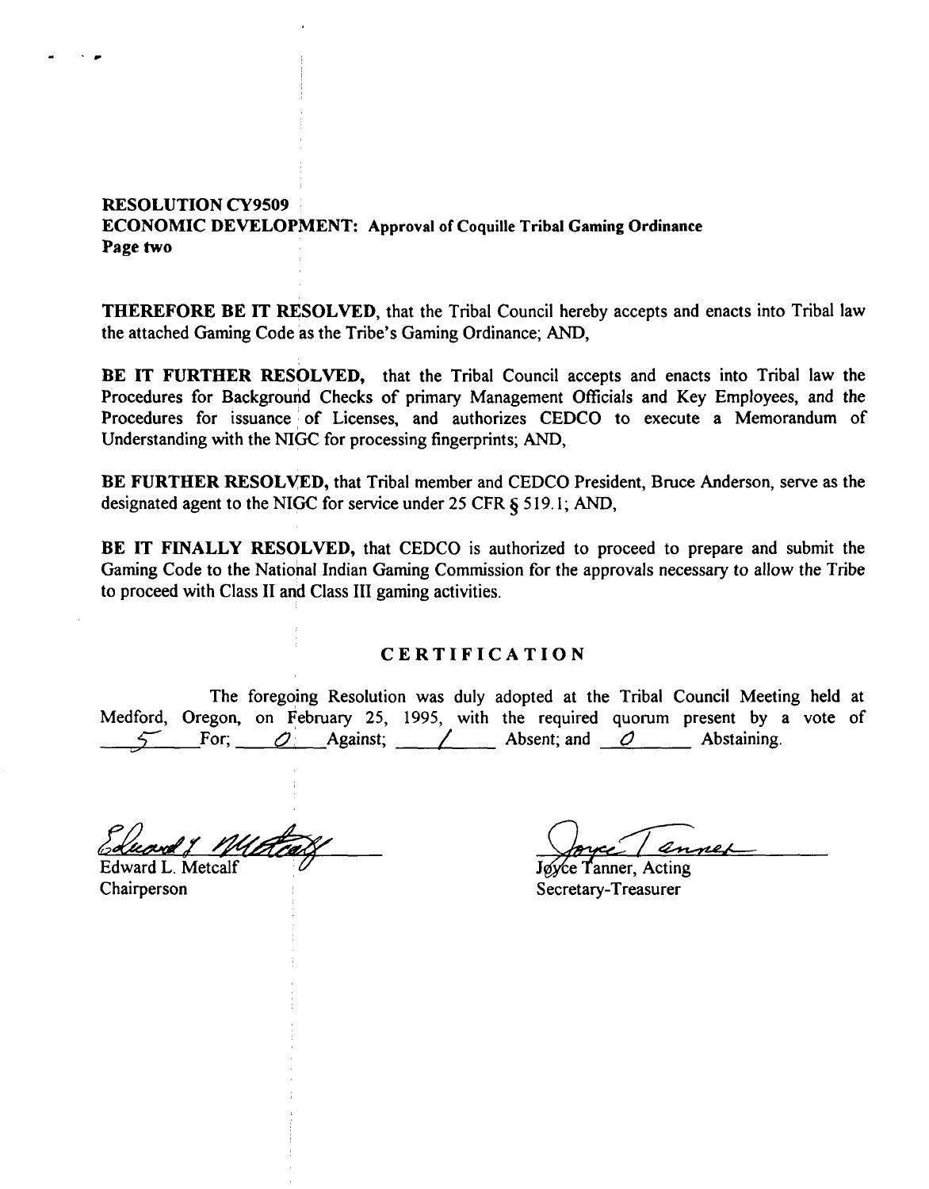**RESOLUTION CY9509**
**ECONOMIC DEVELOPMENT: Approval of Coquille Tribal Gaming Ordinance**
**Page two**

**THEREFORE BE IT RESOLVED**, that the Tribal Council hereby accepts and enacts into Tribal law the attached Gaming Code as the Tribe's Gaming Ordinance; AND,

**BE IT FURTHER RESOLVED,** that the Tribal Council accepts and enacts into Tribal law the Procedures for Background Checks of primary Management Officials and Key Employees, and the Procedures for issuance of Licenses, and authorizes CEDCO to execute a Memorandum of Understanding with the NIGC for processing fingerprints; AND,

**BE FURTHER RESOLVED,** that Tribal member and CEDCO President, Bruce Anderson, serve as the designated agent to the NIGC for service under 25 CFR § 519.1; AND,

**BE IT FINALLY RESOLVED,** that CEDCO is authorized to proceed to prepare and submit the Gaming Code to the National Indian Gaming Commission for the approvals necessary to allow the Tribe to proceed with Class II and Class III gaming activities.

## CERTIFICATION

The foregoing Resolution was duly adopted at the Tribal Council Meeting held at Medford, Oregon, on February 25, 1995, with the required quorum present by a vote of 5 For; 0 Against; 1 Absent; and 0 Abstaining.

Edward L. Metcalf
Chairperson

Joyce Tanner, Acting
Secretary-Treasurer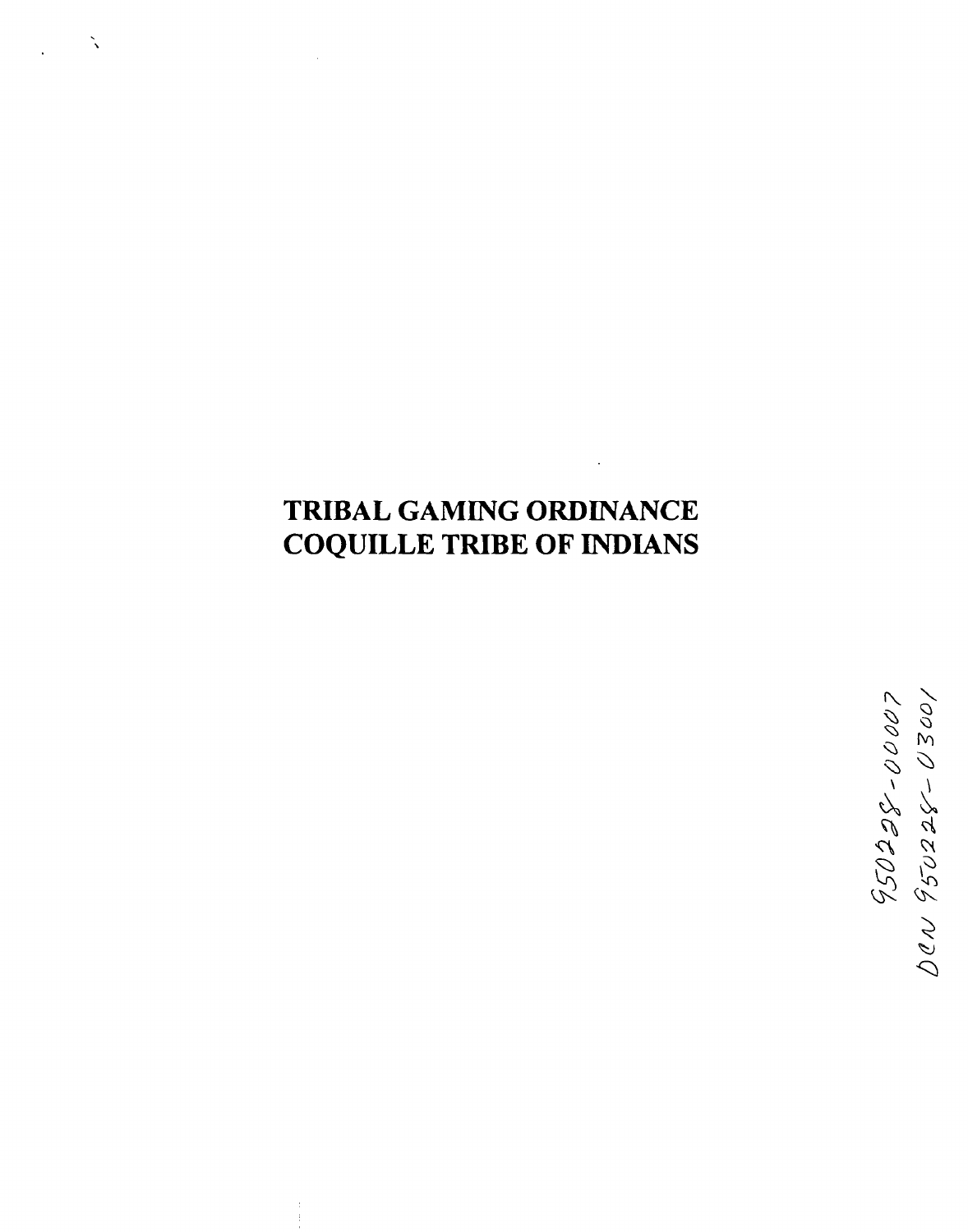# TRIBAL GAMING ORDINANCE
# COQUILLE TRIBE OF INDIANS

950228-00007
DCN 950228-03001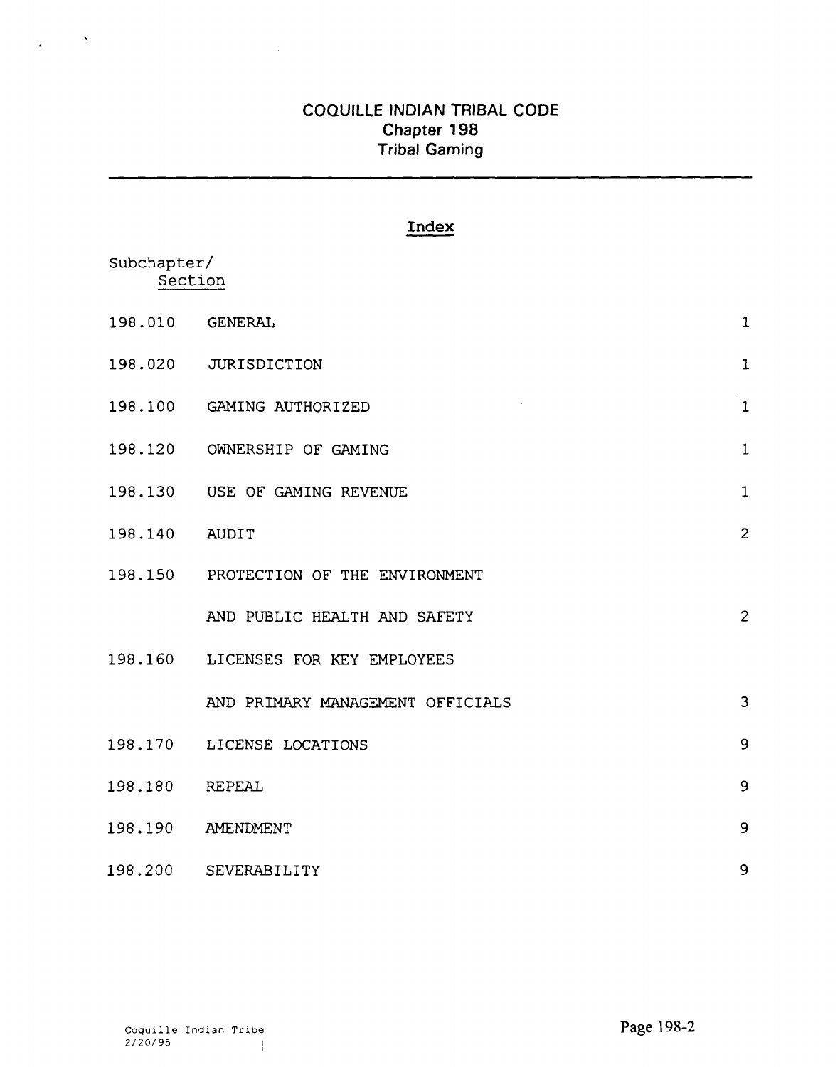# COQUILLE INDIAN TRIBAL CODE
## Chapter 198
## Tribal Gaming

---

### Index

| Subchapter/ Section | | |
|---|---|---|
| 198.010 | GENERAL | 1 |
| 198.020 | JURISDICTION | 1 |
| 198.100 | GAMING AUTHORIZED | 1 |
| 198.120 | OWNERSHIP OF GAMING | 1 |
| 198.130 | USE OF GAMING REVENUE | 1 |
| 198.140 | AUDIT | 2 |
| 198.150 | PROTECTION OF THE ENVIRONMENT AND PUBLIC HEALTH AND SAFETY | 2 |
| 198.160 | LICENSES FOR KEY EMPLOYEES AND PRIMARY MANAGEMENT OFFICIALS | 3 |
| 198.170 | LICENSE LOCATIONS | 9 |
| 198.180 | REPEAL | 9 |
| 198.190 | AMENDMENT | 9 |
| 198.200 | SEVERABILITY | 9 |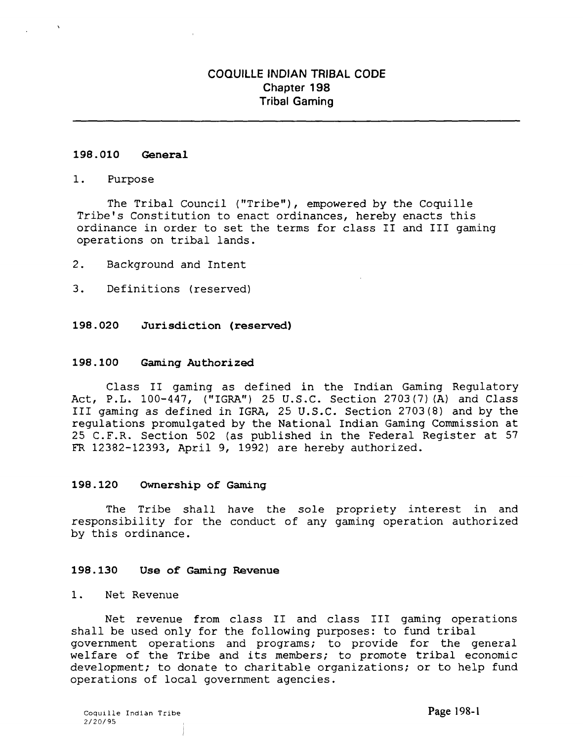# COQUILLE INDIAN TRIBAL CODE
## Chapter 198
## Tribal Gaming

---

### 198.010 General

1. Purpose

The Tribal Council ("Tribe"), empowered by the Coquille Tribe's Constitution to enact ordinances, hereby enacts this ordinance in order to set the terms for class II and III gaming operations on tribal lands.

2. Background and Intent

3. Definitions (reserved)

### 198.020 Jurisdiction (reserved)

### 198.100 Gaming Authorized

Class II gaming as defined in the Indian Gaming Regulatory Act, P.L. 100-447, ("IGRA") 25 U.S.C. Section 2703(7)(A) and Class III gaming as defined in IGRA, 25 U.S.C. Section 2703(8) and by the regulations promulgated by the National Indian Gaming Commission at 25 C.F.R. Section 502 (as published in the Federal Register at 57 FR 12382-12393, April 9, 1992) are hereby authorized.

### 198.120 Ownership of Gaming

The Tribe shall have the sole propriety interest in and responsibility for the conduct of any gaming operation authorized by this ordinance.

### 198.130 Use of Gaming Revenue

1. Net Revenue

Net revenue from class II and class III gaming operations shall be used only for the following purposes: to fund tribal government operations and programs; to provide for the general welfare of the Tribe and its members; to promote tribal economic development; to donate to charitable organizations; or to help fund operations of local government agencies.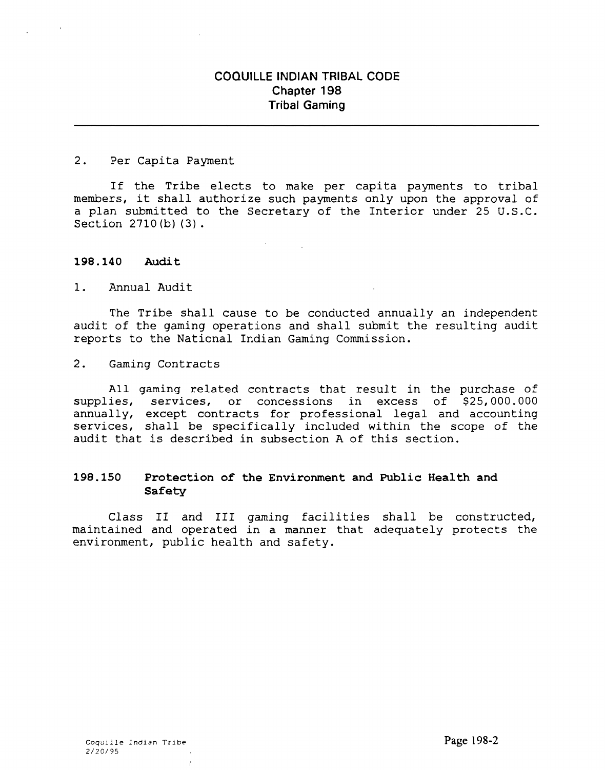# COQUILLE INDIAN TRIBAL CODE
## Chapter 198
## Tribal Gaming

2. Per Capita Payment

If the Tribe elects to make per capita payments to tribal members, it shall authorize such payments only upon the approval of a plan submitted to the Secretary of the Interior under 25 U.S.C. Section 2710(b)(3).

### 198.140 Audit

1. Annual Audit

The Tribe shall cause to be conducted annually an independent audit of the gaming operations and shall submit the resulting audit reports to the National Indian Gaming Commission.

2. Gaming Contracts

All gaming related contracts that result in the purchase of supplies, services, or concessions in excess of $25,000.000 annually, except contracts for professional legal and accounting services, shall be specifically included within the scope of the audit that is described in subsection A of this section.

### 198.150 Protection of the Environment and Public Health and Safety

Class II and III gaming facilities shall be constructed, maintained and operated in a manner that adequately protects the environment, public health and safety.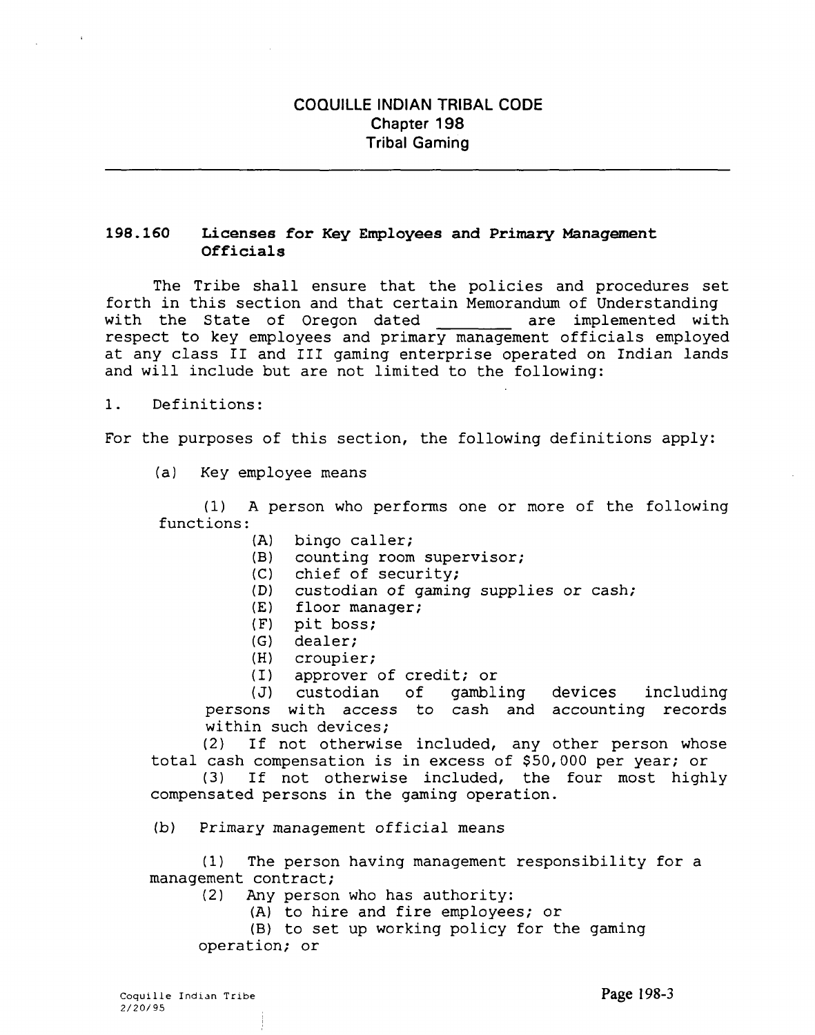# COQUILLE INDIAN TRIBAL CODE
## Chapter 198
## Tribal Gaming

---

### 198.160 Licenses for Key Employees and Primary Management Officials

The Tribe shall ensure that the policies and procedures set forth in this section and that certain Memorandum of Understanding with the State of Oregon dated ________ are implemented with respect to key employees and primary management officials employed at any class II and III gaming enterprise operated on Indian lands and will include but are not limited to the following:

1. Definitions:

For the purposes of this section, the following definitions apply:

(a) Key employee means

(1) A person who performs one or more of the following functions:

- (A) bingo caller;
- (B) counting room supervisor;
- (C) chief of security;
- (D) custodian of gaming supplies or cash;
- (E) floor manager;
- (F) pit boss;
- (G) dealer;
- (H) croupier;
- (I) approver of credit; or
- (J) custodian of gambling devices including persons with access to cash and accounting records within such devices;

(2) If not otherwise included, any other person whose total cash compensation is in excess of $50,000 per year; or

(3) If not otherwise included, the four most highly compensated persons in the gaming operation.

(b) Primary management official means

(1) The person having management responsibility for a management contract;

(2) Any person who has authority:

- (A) to hire and fire employees; or
- (B) to set up working policy for the gaming operation; or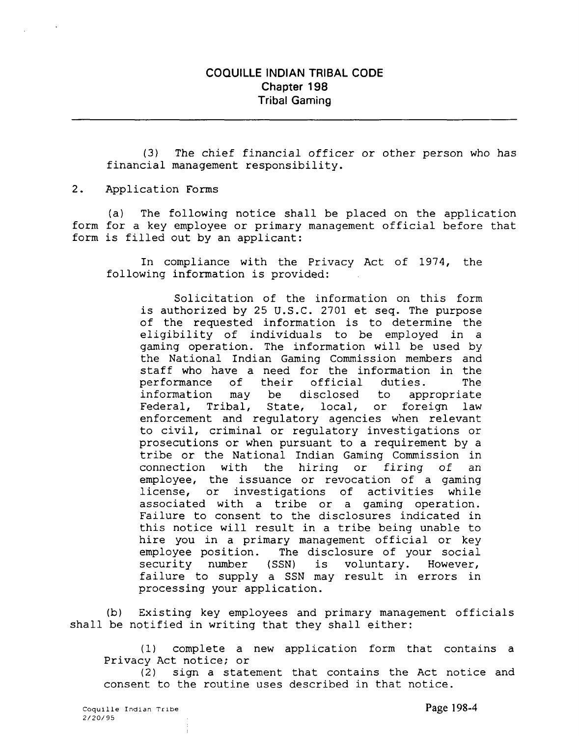(3) The chief financial officer or other person who has financial management responsibility.

2. Application Forms

(a) The following notice shall be placed on the application form for a key employee or primary management official before that form is filled out by an applicant:

In compliance with the Privacy Act of 1974, the following information is provided:

> Solicitation of the information on this form is authorized by 25 U.S.C. 2701 et seq. The purpose of the requested information is to determine the eligibility of individuals to be employed in a gaming operation. The information will be used by the National Indian Gaming Commission members and staff who have a need for the information in the performance of their official duties. The information may be disclosed to appropriate Federal, Tribal, State, local, or foreign law enforcement and regulatory agencies when relevant to civil, criminal or regulatory investigations or prosecutions or when pursuant to a requirement by a tribe or the National Indian Gaming Commission in connection with the hiring or firing of an employee, the issuance or revocation of a gaming license, or investigations of activities while associated with a tribe or a gaming operation. Failure to consent to the disclosures indicated in this notice will result in a tribe being unable to hire you in a primary management official or key employee position. The disclosure of your social security number (SSN) is voluntary. However, failure to supply a SSN may result in errors in processing your application.

(b) Existing key employees and primary management officials shall be notified in writing that they shall either:

(1) complete a new application form that contains a Privacy Act notice; or

(2) sign a statement that contains the Act notice and consent to the routine uses described in that notice.

Coquille Indian Tribe
2/20/95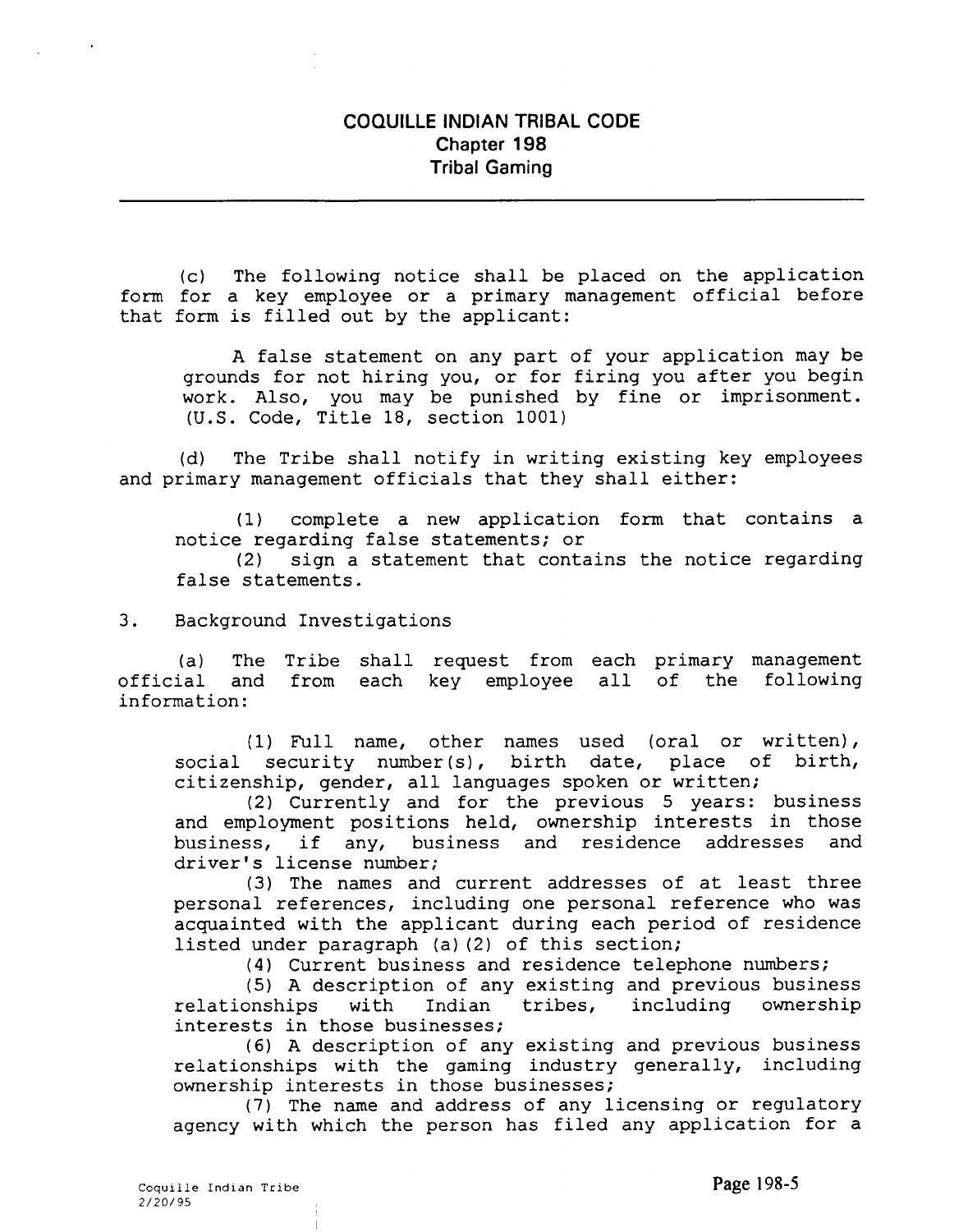(c) The following notice shall be placed on the application form for a key employee or a primary management official before that form is filled out by the applicant:

> A false statement on any part of your application may be grounds for not hiring you, or for firing you after you begin work. Also, you may be punished by fine or imprisonment. (U.S. Code, Title 18, section 1001)

(d) The Tribe shall notify in writing existing key employees and primary management officials that they shall either:

(1) complete a new application form that contains a notice regarding false statements; or
(2) sign a statement that contains the notice regarding false statements.

3. Background Investigations

(a) The Tribe shall request from each primary management official and from each key employee all of the following information:

(1) Full name, other names used (oral or written), social security number(s), birth date, place of birth, citizenship, gender, all languages spoken or written;
(2) Currently and for the previous 5 years: business and employment positions held, ownership interests in those business, if any, business and residence addresses and driver's license number;
(3) The names and current addresses of at least three personal references, including one personal reference who was acquainted with the applicant during each period of residence listed under paragraph (a)(2) of this section;
(4) Current business and residence telephone numbers;
(5) A description of any existing and previous business relationships with Indian tribes, including ownership interests in those businesses;
(6) A description of any existing and previous business relationships with the gaming industry generally, including ownership interests in those businesses;
(7) The name and address of any licensing or regulatory agency with which the person has filed any application for a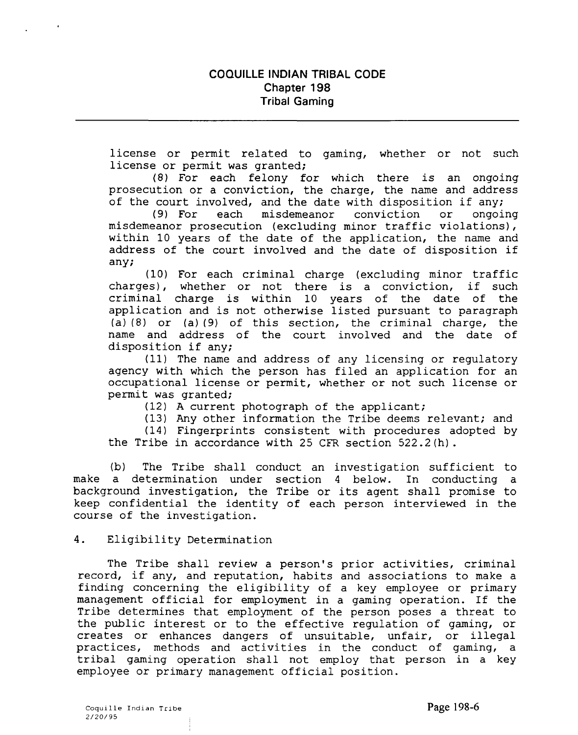license or permit related to gaming, whether or not such license or permit was granted;

(8) For each felony for which there is an ongoing prosecution or a conviction, the charge, the name and address of the court involved, and the date with disposition if any;

(9) For each misdemeanor conviction or ongoing misdemeanor prosecution (excluding minor traffic violations), within 10 years of the date of the application, the name and address of the court involved and the date of disposition if any;

(10) For each criminal charge (excluding minor traffic charges), whether or not there is a conviction, if such criminal charge is within 10 years of the date of the application and is not otherwise listed pursuant to paragraph (a)(8) or (a)(9) of this section, the criminal charge, the name and address of the court involved and the date of disposition if any;

(11) The name and address of any licensing or regulatory agency with which the person has filed an application for an occupational license or permit, whether or not such license or permit was granted;

(12) A current photograph of the applicant;

(13) Any other information the Tribe deems relevant; and

(14) Fingerprints consistent with procedures adopted by the Tribe in accordance with 25 CFR section 522.2(h).

(b) The Tribe shall conduct an investigation sufficient to make a determination under section 4 below. In conducting a background investigation, the Tribe or its agent shall promise to keep confidential the identity of each person interviewed in the course of the investigation.

4. Eligibility Determination

The Tribe shall review a person's prior activities, criminal record, if any, and reputation, habits and associations to make a finding concerning the eligibility of a key employee or primary management official for employment in a gaming operation. If the Tribe determines that employment of the person poses a threat to the public interest or to the effective regulation of gaming, or creates or enhances dangers of unsuitable, unfair, or illegal practices, methods and activities in the conduct of gaming, a tribal gaming operation shall not employ that person in a key employee or primary management official position.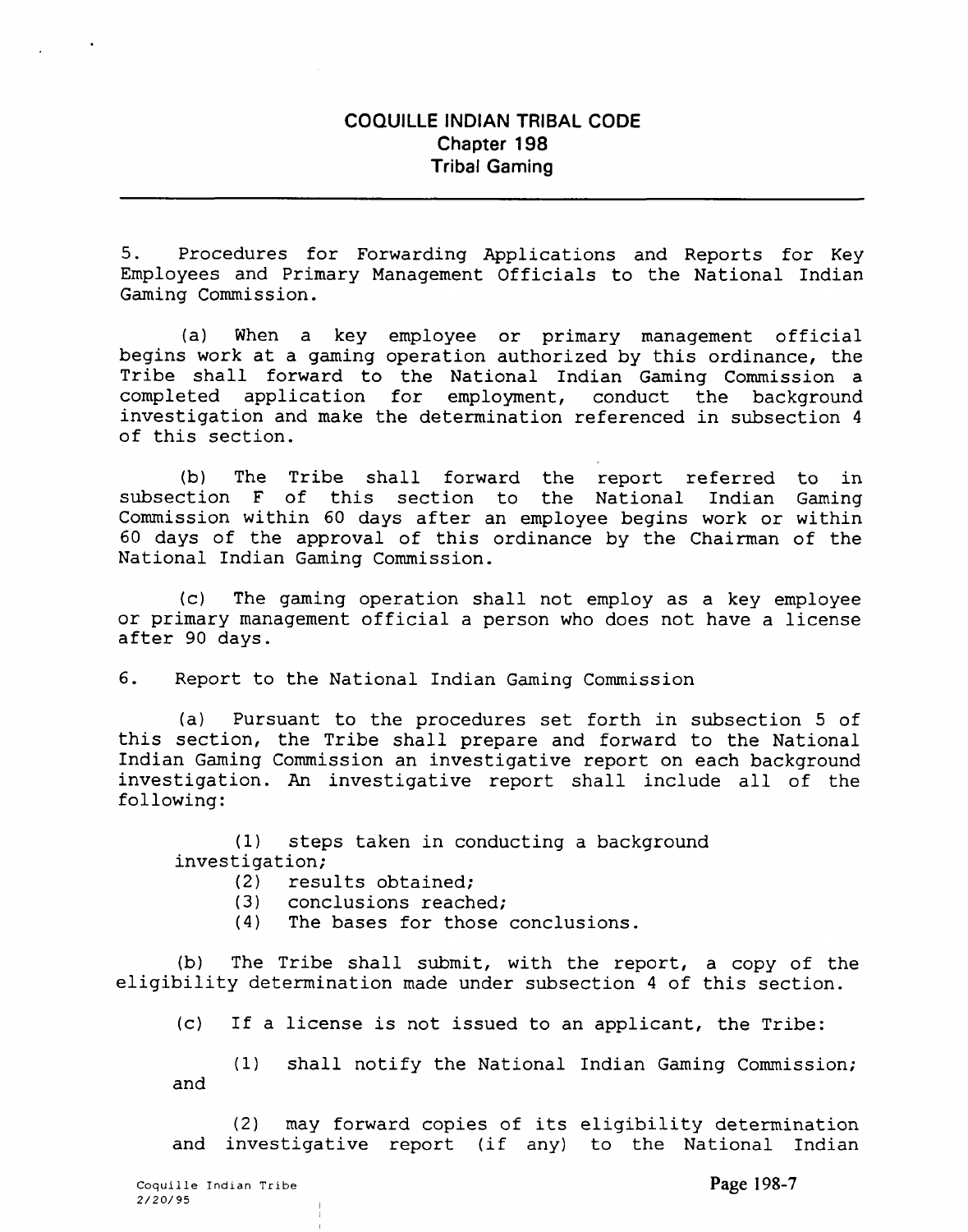5. Procedures for Forwarding Applications and Reports for Key Employees and Primary Management Officials to the National Indian Gaming Commission.

(a) When a key employee or primary management official begins work at a gaming operation authorized by this ordinance, the Tribe shall forward to the National Indian Gaming Commission a completed application for employment, conduct the background investigation and make the determination referenced in subsection 4 of this section.

(b) The Tribe shall forward the report referred to in subsection F of this section to the National Indian Gaming Commission within 60 days after an employee begins work or within 60 days of the approval of this ordinance by the Chairman of the National Indian Gaming Commission.

(c) The gaming operation shall not employ as a key employee or primary management official a person who does not have a license after 90 days.

6. Report to the National Indian Gaming Commission

(a) Pursuant to the procedures set forth in subsection 5 of this section, the Tribe shall prepare and forward to the National Indian Gaming Commission an investigative report on each background investigation. An investigative report shall include all of the following:

(1) steps taken in conducting a background investigation;
(2) results obtained;
(3) conclusions reached;
(4) The bases for those conclusions.

(b) The Tribe shall submit, with the report, a copy of the eligibility determination made under subsection 4 of this section.

(c) If a license is not issued to an applicant, the Tribe:

(1) shall notify the National Indian Gaming Commission; and

(2) may forward copies of its eligibility determination and investigative report (if any) to the National Indian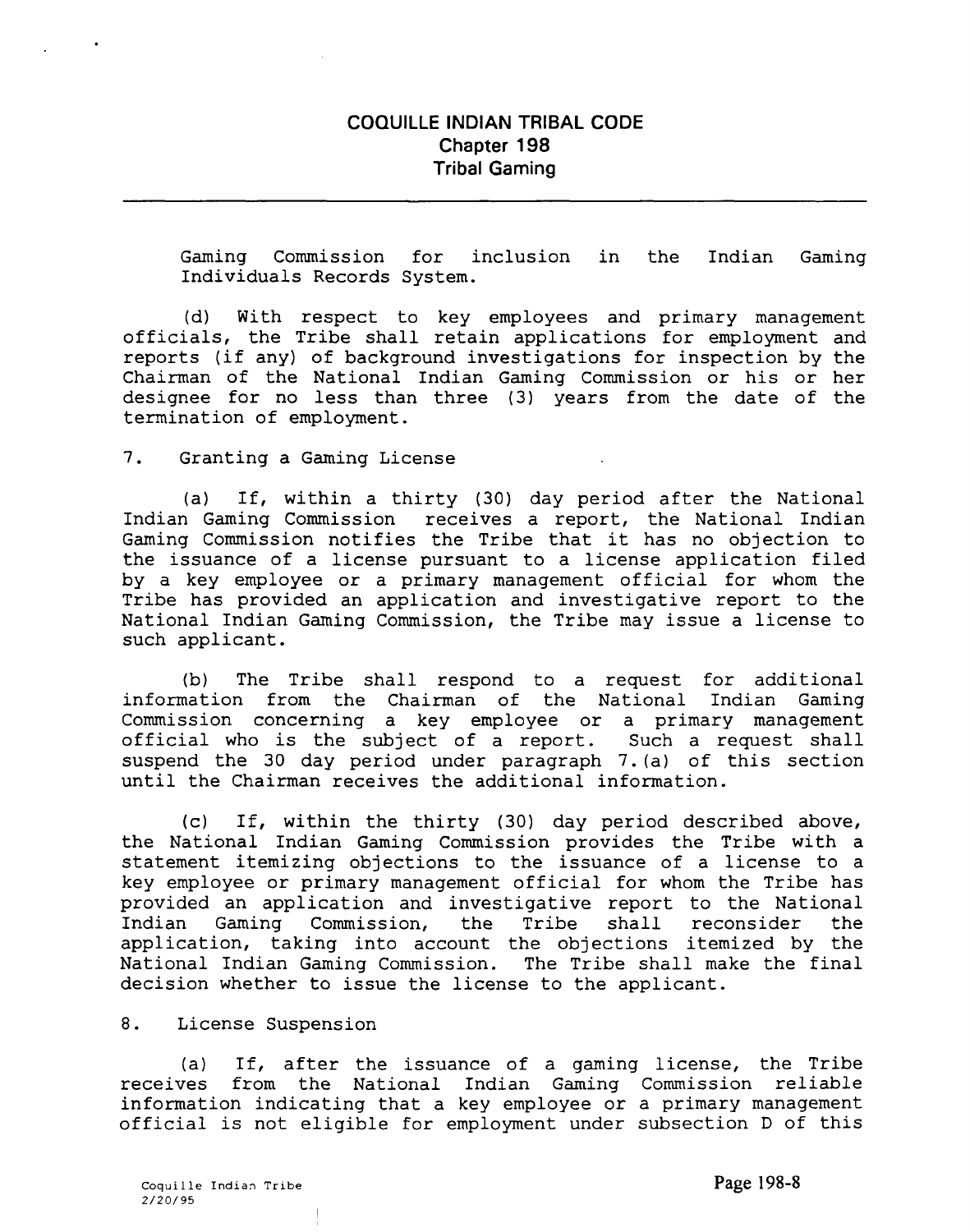Gaming Commission for inclusion in the Indian Gaming Individuals Records System.

(d) With respect to key employees and primary management officials, the Tribe shall retain applications for employment and reports (if any) of background investigations for inspection by the Chairman of the National Indian Gaming Commission or his or her designee for no less than three (3) years from the date of the termination of employment.

7. Granting a Gaming License

(a) If, within a thirty (30) day period after the National Indian Gaming Commission receives a report, the National Indian Gaming Commission notifies the Tribe that it has no objection to the issuance of a license pursuant to a license application filed by a key employee or a primary management official for whom the Tribe has provided an application and investigative report to the National Indian Gaming Commission, the Tribe may issue a license to such applicant.

(b) The Tribe shall respond to a request for additional information from the Chairman of the National Indian Gaming Commission concerning a key employee or a primary management official who is the subject of a report. Such a request shall suspend the 30 day period under paragraph 7.(a) of this section until the Chairman receives the additional information.

(c) If, within the thirty (30) day period described above, the National Indian Gaming Commission provides the Tribe with a statement itemizing objections to the issuance of a license to a key employee or primary management official for whom the Tribe has provided an application and investigative report to the National Indian Gaming Commission, the Tribe shall reconsider the application, taking into account the objections itemized by the National Indian Gaming Commission. The Tribe shall make the final decision whether to issue the license to the applicant.

8. License Suspension

(a) If, after the issuance of a gaming license, the Tribe receives from the National Indian Gaming Commission reliable information indicating that a key employee or a primary management official is not eligible for employment under subsection D of this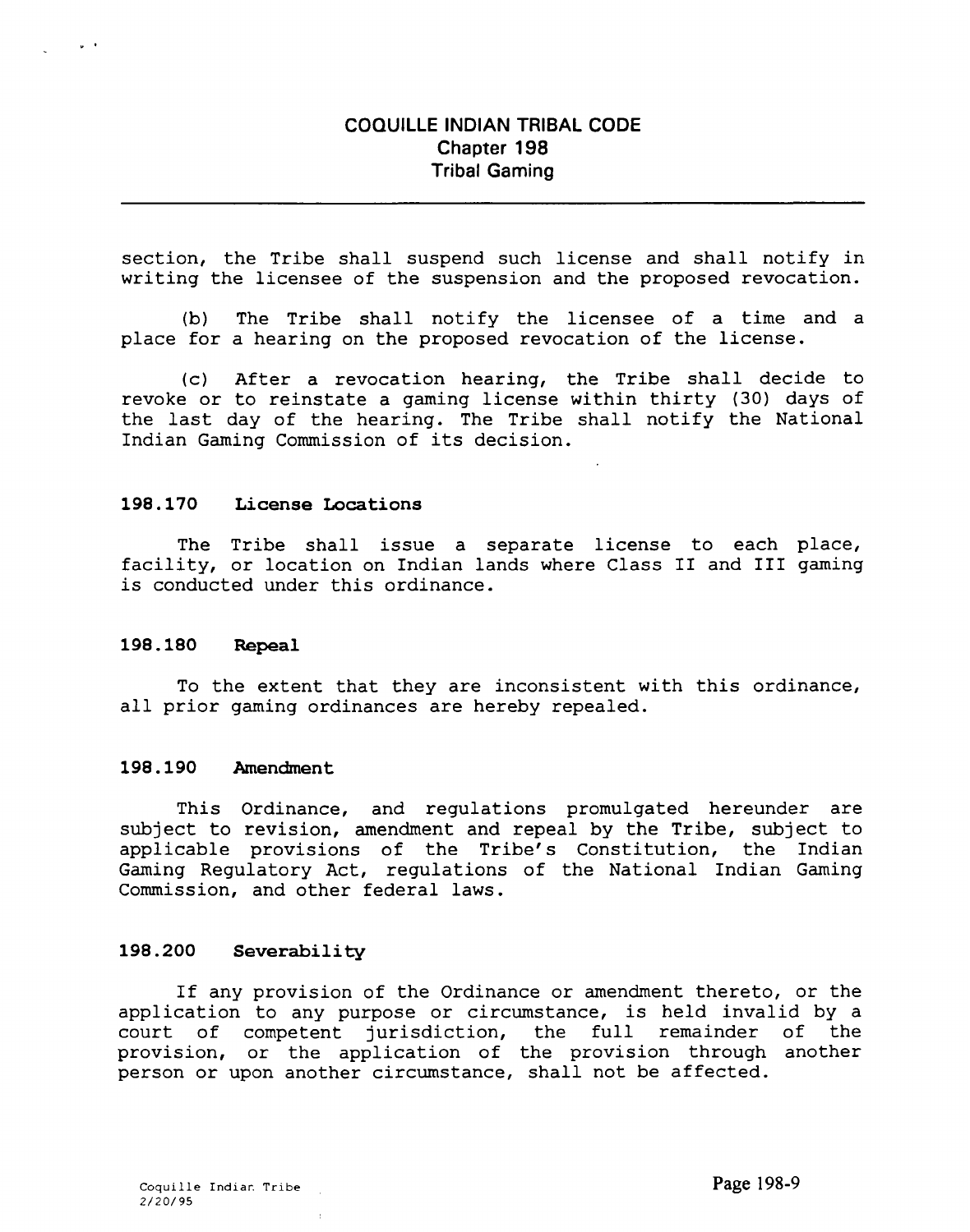section, the Tribe shall suspend such license and shall notify in writing the licensee of the suspension and the proposed revocation.

(b) The Tribe shall notify the licensee of a time and a place for a hearing on the proposed revocation of the license.

(c) After a revocation hearing, the Tribe shall decide to revoke or to reinstate a gaming license within thirty (30) days of the last day of the hearing. The Tribe shall notify the National Indian Gaming Commission of its decision.

### 198.170 License Locations

The Tribe shall issue a separate license to each place, facility, or location on Indian lands where Class II and III gaming is conducted under this ordinance.

### 198.180 Repeal

To the extent that they are inconsistent with this ordinance, all prior gaming ordinances are hereby repealed.

### 198.190 Amendment

This Ordinance, and regulations promulgated hereunder are subject to revision, amendment and repeal by the Tribe, subject to applicable provisions of the Tribe's Constitution, the Indian Gaming Regulatory Act, regulations of the National Indian Gaming Commission, and other federal laws.

### 198.200 Severability

If any provision of the Ordinance or amendment thereto, or the application to any purpose or circumstance, is held invalid by a court of competent jurisdiction, the full remainder of the provision, or the application of the provision through another person or upon another circumstance, shall not be affected.